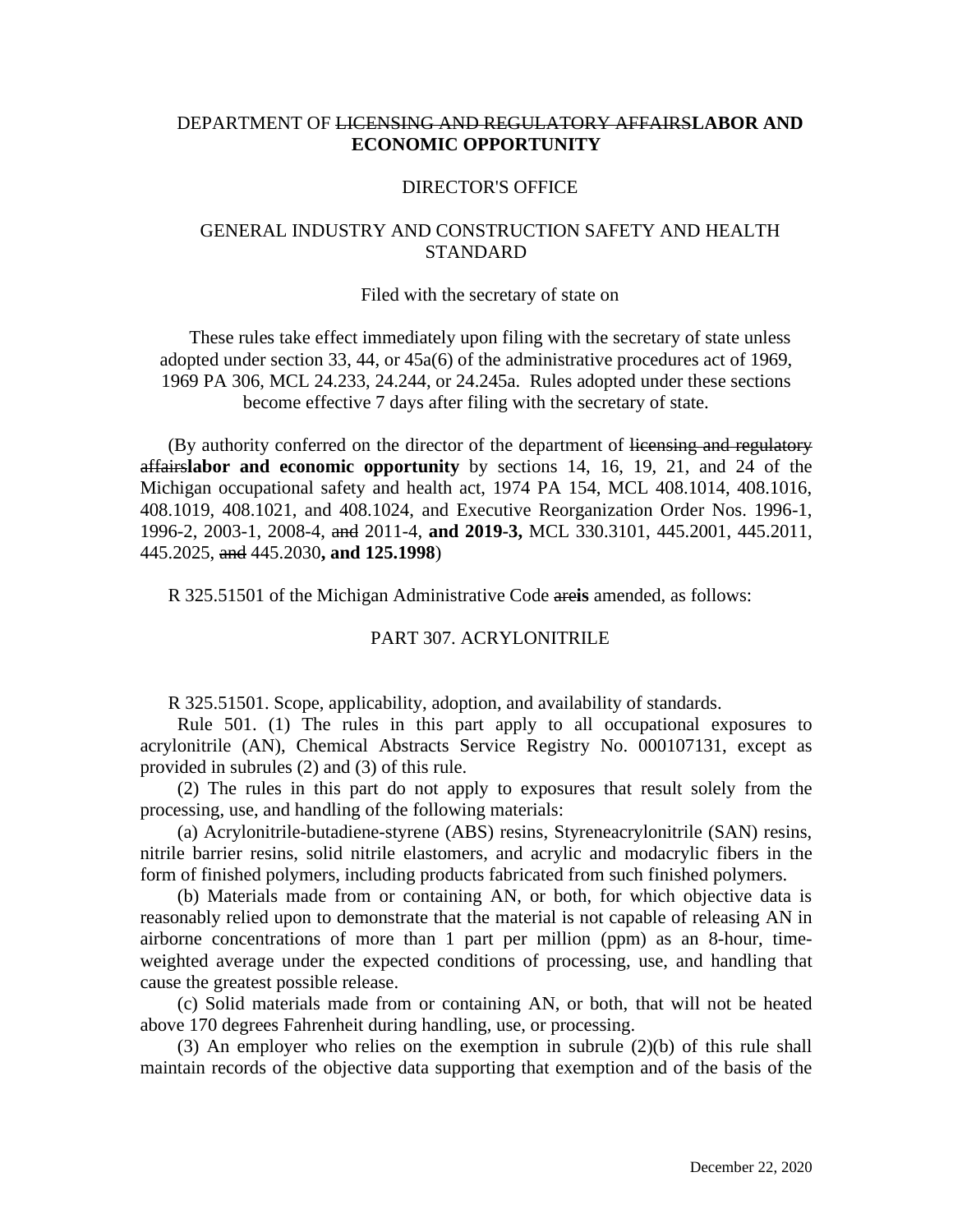DEPARTMENT OF ~~LICENSING AND REGULATORY AFFAIRS~~**LABOR AND ECONOMIC OPPORTUNITY**

DIRECTOR'S OFFICE

GENERAL INDUSTRY AND CONSTRUCTION SAFETY AND HEALTH STANDARD

Filed with the secretary of state on

These rules take effect immediately upon filing with the secretary of state unless adopted under section 33, 44, or 45a(6) of the administrative procedures act of 1969, 1969 PA 306, MCL 24.233, 24.244, or 24.245a. Rules adopted under these sections become effective 7 days after filing with the secretary of state.

(By authority conferred on the director of the department of ~~licensing and regulatory affairs~~**labor and economic opportunity** by sections 14, 16, 19, 21, and 24 of the Michigan occupational safety and health act, 1974 PA 154, MCL 408.1014, 408.1016, 408.1019, 408.1021, and 408.1024, and Executive Reorganization Order Nos. 1996-1, 1996-2, 2003-1, 2008-4, ~~and~~ 2011-4, **and 2019-3,** MCL 330.3101, 445.2001, 445.2011, 445.2025, ~~and~~ 445.2030**, and 125.1998**)

R 325.51501 of the Michigan Administrative Code ~~are~~**is** amended, as follows:

## PART 307. ACRYLONITRILE

R 325.51501. Scope, applicability, adoption, and availability of standards.

Rule 501. (1) The rules in this part apply to all occupational exposures to acrylonitrile (AN), Chemical Abstracts Service Registry No. 000107131, except as provided in subrules (2) and (3) of this rule.

(2) The rules in this part do not apply to exposures that result solely from the processing, use, and handling of the following materials:

(a) Acrylonitrile-butadiene-styrene (ABS) resins, Styreneacrylonitrile (SAN) resins, nitrile barrier resins, solid nitrile elastomers, and acrylic and modacrylic fibers in the form of finished polymers, including products fabricated from such finished polymers.

(b) Materials made from or containing AN, or both, for which objective data is reasonably relied upon to demonstrate that the material is not capable of releasing AN in airborne concentrations of more than 1 part per million (ppm) as an 8-hour, time-weighted average under the expected conditions of processing, use, and handling that cause the greatest possible release.

(c) Solid materials made from or containing AN, or both, that will not be heated above 170 degrees Fahrenheit during handling, use, or processing.

(3) An employer who relies on the exemption in subrule (2)(b) of this rule shall maintain records of the objective data supporting that exemption and of the basis of the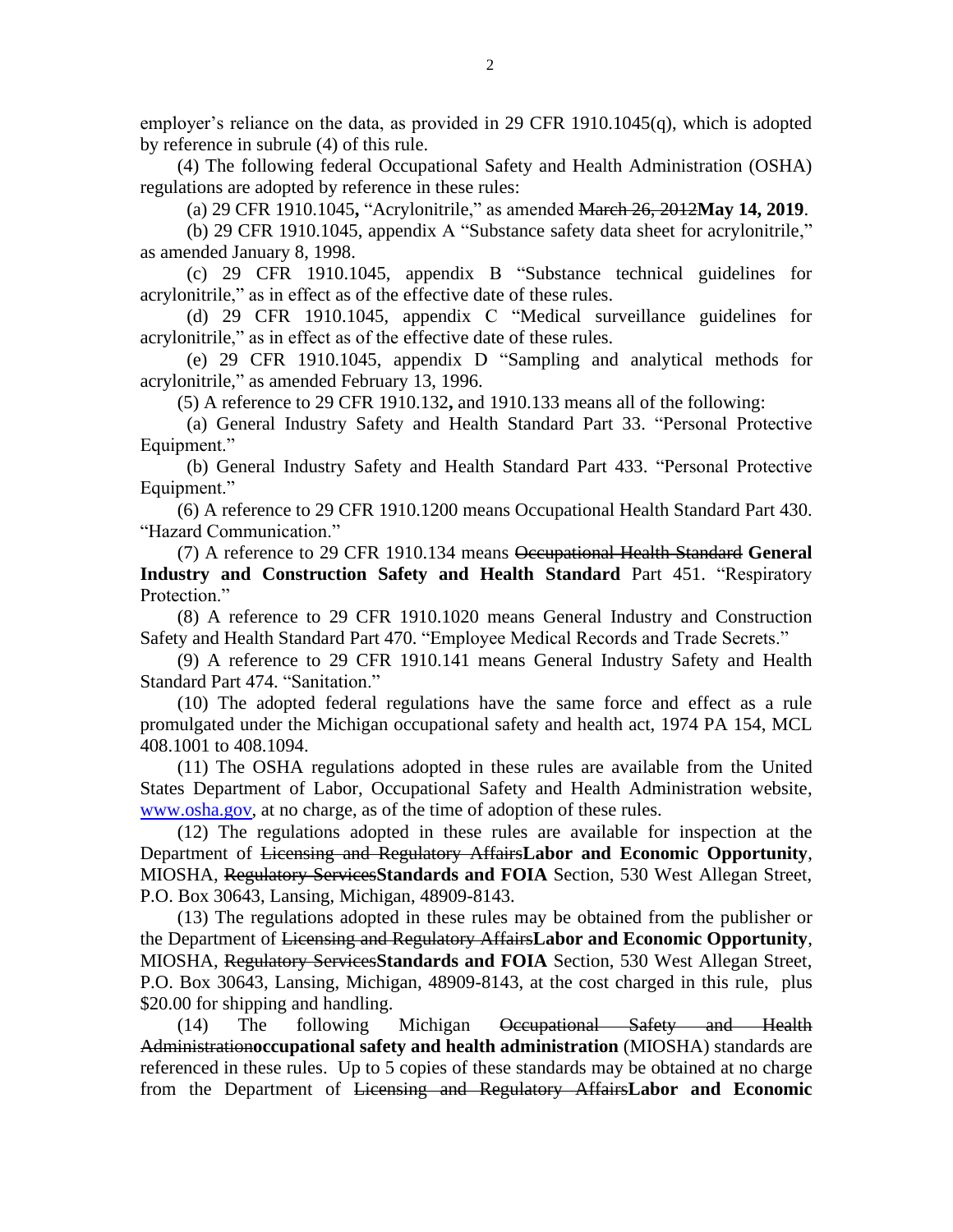employer's reliance on the data, as provided in 29 CFR 1910.1045(q), which is adopted by reference in subrule (4) of this rule.

(4) The following federal Occupational Safety and Health Administration (OSHA) regulations are adopted by reference in these rules:

(a) 29 CFR 1910.1045**,** "Acrylonitrile," as amended ~~March 26, 2012~~**May 14, 2019**.

(b) 29 CFR 1910.1045, appendix A "Substance safety data sheet for acrylonitrile," as amended January 8, 1998.

(c) 29 CFR 1910.1045, appendix B "Substance technical guidelines for acrylonitrile," as in effect as of the effective date of these rules.

(d) 29 CFR 1910.1045, appendix C "Medical surveillance guidelines for acrylonitrile," as in effect as of the effective date of these rules.

(e) 29 CFR 1910.1045, appendix D "Sampling and analytical methods for acrylonitrile," as amended February 13, 1996.

(5) A reference to 29 CFR 1910.132**,** and 1910.133 means all of the following:

(a) General Industry Safety and Health Standard Part 33. "Personal Protective Equipment."

(b) General Industry Safety and Health Standard Part 433. "Personal Protective Equipment."

(6) A reference to 29 CFR 1910.1200 means Occupational Health Standard Part 430. "Hazard Communication."

(7) A reference to 29 CFR 1910.134 means ~~Occupational Health Standard~~ **General Industry and Construction Safety and Health Standard** Part 451. "Respiratory Protection."

(8) A reference to 29 CFR 1910.1020 means General Industry and Construction Safety and Health Standard Part 470. "Employee Medical Records and Trade Secrets."

(9) A reference to 29 CFR 1910.141 means General Industry Safety and Health Standard Part 474. "Sanitation."

(10) The adopted federal regulations have the same force and effect as a rule promulgated under the Michigan occupational safety and health act, 1974 PA 154, MCL 408.1001 to 408.1094.

(11) The OSHA regulations adopted in these rules are available from the United States Department of Labor, Occupational Safety and Health Administration website, [www.osha.gov](http://www.osha.gov), at no charge, as of the time of adoption of these rules.

(12) The regulations adopted in these rules are available for inspection at the Department of ~~Licensing and Regulatory Affairs~~**Labor and Economic Opportunity**, MIOSHA, ~~Regulatory Services~~**Standards and FOIA** Section, 530 West Allegan Street, P.O. Box 30643, Lansing, Michigan, 48909-8143.

(13) The regulations adopted in these rules may be obtained from the publisher or the Department of ~~Licensing and Regulatory Affairs~~**Labor and Economic Opportunity**, MIOSHA, ~~Regulatory Services~~**Standards and FOIA** Section, 530 West Allegan Street, P.O. Box 30643, Lansing, Michigan, 48909-8143, at the cost charged in this rule, plus $20.00 for shipping and handling.

(14) The following Michigan ~~Occupational Safety and Health Administration~~**occupational safety and health administration** (MIOSHA) standards are referenced in these rules. Up to 5 copies of these standards may be obtained at no charge from the Department of ~~Licensing and Regulatory Affairs~~**Labor and Economic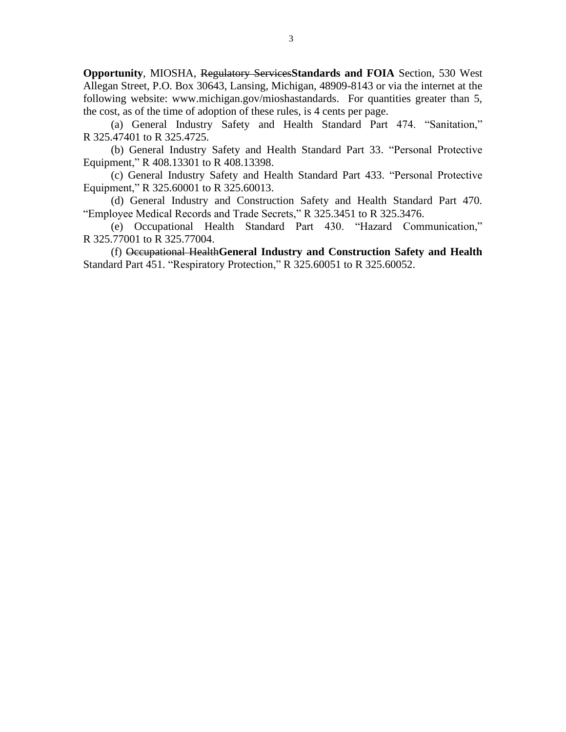**Opportunity**, MIOSHA, ~~Regulatory Services~~**Standards and FOIA** Section, 530 West Allegan Street, P.O. Box 30643, Lansing, Michigan, 48909-8143 or via the internet at the following website: www.michigan.gov/mioshastandards. For quantities greater than 5, the cost, as of the time of adoption of these rules, is 4 cents per page.

(a) General Industry Safety and Health Standard Part 474. “Sanitation,” R 325.47401 to R 325.4725.

(b) General Industry Safety and Health Standard Part 33. “Personal Protective Equipment,” R 408.13301 to R 408.13398.

(c) General Industry Safety and Health Standard Part 433. “Personal Protective Equipment,” R 325.60001 to R 325.60013.

(d) General Industry and Construction Safety and Health Standard Part 470. “Employee Medical Records and Trade Secrets,” R 325.3451 to R 325.3476.

(e) Occupational Health Standard Part 430. “Hazard Communication,” R 325.77001 to R 325.77004.

(f) ~~Occupational Health~~**General Industry and Construction Safety and Health** Standard Part 451. “Respiratory Protection,” R 325.60051 to R 325.60052.